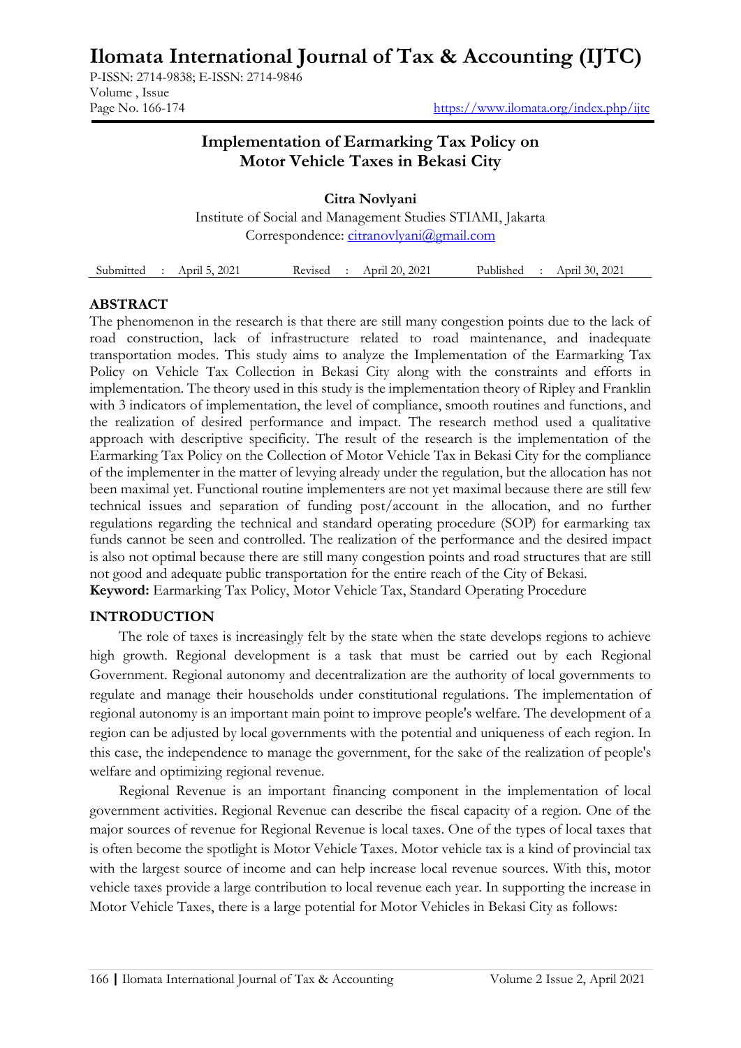# Implementation of Earmarking Tax Policy on Motor Vehicle Taxes in Bekasi City

**Citra Novlyani**

Institute of Social and Management Studies STIAMI, Jakarta

Correspondence: citranovlyani@gmail.com

| Submitted | : | April 5, 2021 | Revised | : | April 20, 2021 | Published | : | April 30, 2021 |
|---|---|---|---|---|---|---|---|---|

## ABSTRACT

The phenomenon in the research is that there are still many congestion points due to the lack of road construction, lack of infrastructure related to road maintenance, and inadequate transportation modes. This study aims to analyze the Implementation of the Earmarking Tax Policy on Vehicle Tax Collection in Bekasi City along with the constraints and efforts in implementation. The theory used in this study is the implementation theory of Ripley and Franklin with 3 indicators of implementation, the level of compliance, smooth routines and functions, and the realization of desired performance and impact. The research method used a qualitative approach with descriptive specificity. The result of the research is the implementation of the Earmarking Tax Policy on the Collection of Motor Vehicle Tax in Bekasi City for the compliance of the implementer in the matter of levying already under the regulation, but the allocation has not been maximal yet. Functional routine implementers are not yet maximal because there are still few technical issues and separation of funding post/account in the allocation, and no further regulations regarding the technical and standard operating procedure (SOP) for earmarking tax funds cannot be seen and controlled. The realization of the performance and the desired impact is also not optimal because there are still many congestion points and road structures that are still not good and adequate public transportation for the entire reach of the City of Bekasi.

**Keyword:** Earmarking Tax Policy, Motor Vehicle Tax, Standard Operating Procedure

## INTRODUCTION

The role of taxes is increasingly felt by the state when the state develops regions to achieve high growth. Regional development is a task that must be carried out by each Regional Government. Regional autonomy and decentralization are the authority of local governments to regulate and manage their households under constitutional regulations. The implementation of regional autonomy is an important main point to improve people's welfare. The development of a region can be adjusted by local governments with the potential and uniqueness of each region. In this case, the independence to manage the government, for the sake of the realization of people's welfare and optimizing regional revenue.

Regional Revenue is an important financing component in the implementation of local government activities. Regional Revenue can describe the fiscal capacity of a region. One of the major sources of revenue for Regional Revenue is local taxes. One of the types of local taxes that is often become the spotlight is Motor Vehicle Taxes. Motor vehicle tax is a kind of provincial tax with the largest source of income and can help increase local revenue sources. With this, motor vehicle taxes provide a large contribution to local revenue each year. In supporting the increase in Motor Vehicle Taxes, there is a large potential for Motor Vehicles in Bekasi City as follows: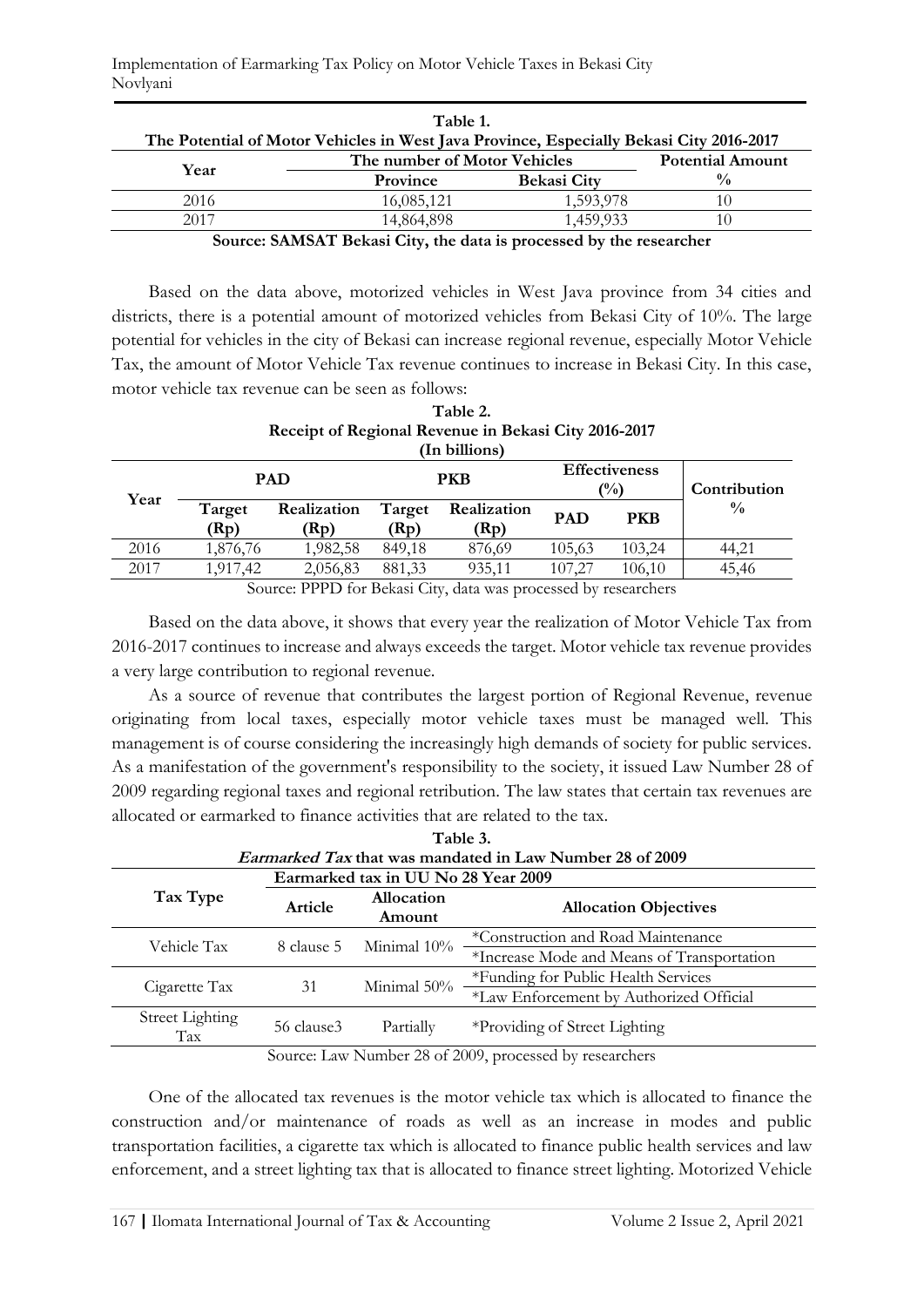**Table 1.**
**The Potential of Motor Vehicles in West Java Province, Especially Bekasi City 2016-2017**

| Year | The number of Motor Vehicles | | Potential Amount |
|---|---|---|---|
| | Province | Bekasi City | % |
| 2016 | 16,085,121 | 1,593,978 | 10 |
| 2017 | 14,864,898 | 1,459,933 | 10 |

**Source: SAMSAT Bekasi City, the data is processed by the researcher**

Based on the data above, motorized vehicles in West Java province from 34 cities and districts, there is a potential amount of motorized vehicles from Bekasi City of 10%. The large potential for vehicles in the city of Bekasi can increase regional revenue, especially Motor Vehicle Tax, the amount of Motor Vehicle Tax revenue continues to increase in Bekasi City. In this case, motor vehicle tax revenue can be seen as follows:

**Table 2.**
**Receipt of Regional Revenue in Bekasi City 2016-2017**
**(In billions)**

| Year | PAD | | PKB | | Effectiveness (%) | | Contribution % |
|---|---|---|---|---|---|---|---|
| | Target (Rp) | Realization (Rp) | Target (Rp) | Realization (Rp) | PAD | PKB | |
| 2016 | 1,876,76 | 1,982,58 | 849,18 | 876,69 | 105,63 | 103,24 | 44,21 |
| 2017 | 1,917,42 | 2,056,83 | 881,33 | 935,11 | 107,27 | 106,10 | 45,46 |

Source: PPPD for Bekasi City, data was processed by researchers

Based on the data above, it shows that every year the realization of Motor Vehicle Tax from 2016-2017 continues to increase and always exceeds the target. Motor vehicle tax revenue provides a very large contribution to regional revenue.

As a source of revenue that contributes the largest portion of Regional Revenue, revenue originating from local taxes, especially motor vehicle taxes must be managed well. This management is of course considering the increasingly high demands of society for public services. As a manifestation of the government's responsibility to the society, it issued Law Number 28 of 2009 regarding regional taxes and regional retribution. The law states that certain tax revenues are allocated or earmarked to finance activities that are related to the tax.

**Table 3.**
***Earmarked Tax* that was mandated in Law Number 28 of 2009**

| Tax Type | Earmarked tax in UU No 28 Year 2009 | | |
|---|---|---|---|
| | Article | Allocation Amount | Allocation Objectives |
| Vehicle Tax | 8 clause 5 | Minimal 10% | *Construction and Road Maintenance |
| | | | *Increase Mode and Means of Transportation |
| Cigarette Tax | 31 | Minimal 50% | *Funding for Public Health Services |
| | | | *Law Enforcement by Authorized Official |
| Street Lighting Tax | 56 clause3 | Partially | *Providing of Street Lighting |

Source: Law Number 28 of 2009, processed by researchers

One of the allocated tax revenues is the motor vehicle tax which is allocated to finance the construction and/or maintenance of roads as well as an increase in modes and public transportation facilities, a cigarette tax which is allocated to finance public health services and law enforcement, and a street lighting tax that is allocated to finance street lighting. Motorized Vehicle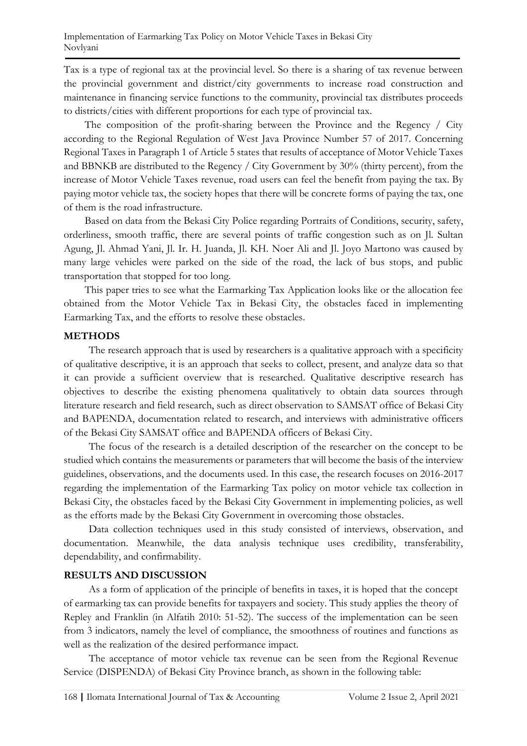Tax is a type of regional tax at the provincial level. So there is a sharing of tax revenue between the provincial government and district/city governments to increase road construction and maintenance in financing service functions to the community, provincial tax distributes proceeds to districts/cities with different proportions for each type of provincial tax.

The composition of the profit-sharing between the Province and the Regency / City according to the Regional Regulation of West Java Province Number 57 of 2017. Concerning Regional Taxes in Paragraph 1 of Article 5 states that results of acceptance of Motor Vehicle Taxes and BBNKB are distributed to the Regency / City Government by 30% (thirty percent), from the increase of Motor Vehicle Taxes revenue, road users can feel the benefit from paying the tax. By paying motor vehicle tax, the society hopes that there will be concrete forms of paying the tax, one of them is the road infrastructure.

Based on data from the Bekasi City Police regarding Portraits of Conditions, security, safety, orderliness, smooth traffic, there are several points of traffic congestion such as on Jl. Sultan Agung, Jl. Ahmad Yani, Jl. Ir. H. Juanda, Jl. KH. Noer Ali and Jl. Joyo Martono was caused by many large vehicles were parked on the side of the road, the lack of bus stops, and public transportation that stopped for too long.

This paper tries to see what the Earmarking Tax Application looks like or the allocation fee obtained from the Motor Vehicle Tax in Bekasi City, the obstacles faced in implementing Earmarking Tax, and the efforts to resolve these obstacles.

## METHODS

The research approach that is used by researchers is a qualitative approach with a specificity of qualitative descriptive, it is an approach that seeks to collect, present, and analyze data so that it can provide a sufficient overview that is researched. Qualitative descriptive research has objectives to describe the existing phenomena qualitatively to obtain data sources through literature research and field research, such as direct observation to SAMSAT office of Bekasi City and BAPENDA, documentation related to research, and interviews with administrative officers of the Bekasi City SAMSAT office and BAPENDA officers of Bekasi City.

The focus of the research is a detailed description of the researcher on the concept to be studied which contains the measurements or parameters that will become the basis of the interview guidelines, observations, and the documents used. In this case, the research focuses on 2016-2017 regarding the implementation of the Earmarking Tax policy on motor vehicle tax collection in Bekasi City, the obstacles faced by the Bekasi City Government in implementing policies, as well as the efforts made by the Bekasi City Government in overcoming those obstacles.

Data collection techniques used in this study consisted of interviews, observation, and documentation. Meanwhile, the data analysis technique uses credibility, transferability, dependability, and confirmability.

## RESULTS AND DISCUSSION

As a form of application of the principle of benefits in taxes, it is hoped that the concept of earmarking tax can provide benefits for taxpayers and society. This study applies the theory of Repley and Franklin (in Alfatih 2010: 51-52). The success of the implementation can be seen from 3 indicators, namely the level of compliance, the smoothness of routines and functions as well as the realization of the desired performance impact.

The acceptance of motor vehicle tax revenue can be seen from the Regional Revenue Service (DISPENDA) of Bekasi City Province branch, as shown in the following table: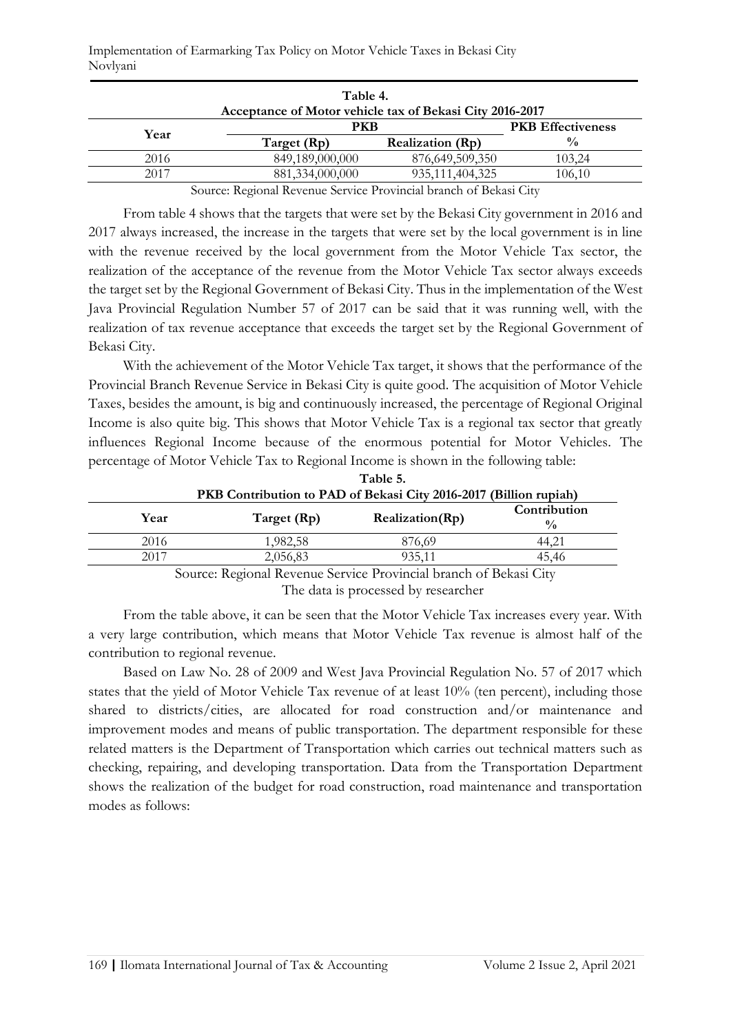**Table 4.**
**Acceptance of Motor vehicle tax of Bekasi City 2016-2017**

| Year | PKB | | PKB Effectiveness |
|---|---|---|---|
| | Target (Rp) | Realization (Rp) | % |
| 2016 | 849,189,000,000 | 876,649,509,350 | 103,24 |
| 2017 | 881,334,000,000 | 935,111,404,325 | 106,10 |

Source: Regional Revenue Service Provincial branch of Bekasi City

From table 4 shows that the targets that were set by the Bekasi City government in 2016 and 2017 always increased, the increase in the targets that were set by the local government is in line with the revenue received by the local government from the Motor Vehicle Tax sector, the realization of the acceptance of the revenue from the Motor Vehicle Tax sector always exceeds the target set by the Regional Government of Bekasi City. Thus in the implementation of the West Java Provincial Regulation Number 57 of 2017 can be said that it was running well, with the realization of tax revenue acceptance that exceeds the target set by the Regional Government of Bekasi City.

With the achievement of the Motor Vehicle Tax target, it shows that the performance of the Provincial Branch Revenue Service in Bekasi City is quite good. The acquisition of Motor Vehicle Taxes, besides the amount, is big and continuously increased, the percentage of Regional Original Income is also quite big. This shows that Motor Vehicle Tax is a regional tax sector that greatly influences Regional Income because of the enormous potential for Motor Vehicles. The percentage of Motor Vehicle Tax to Regional Income is shown in the following table:

**Table 5.**
**PKB Contribution to PAD of Bekasi City 2016-2017 (Billion rupiah)**

| Year | Target (Rp) | Realization(Rp) | Contribution % |
|---|---|---|---|
| 2016 | 1,982,58 | 876,69 | 44,21 |
| 2017 | 2,056,83 | 935,11 | 45,46 |

Source: Regional Revenue Service Provincial branch of Bekasi City
The data is processed by researcher

From the table above, it can be seen that the Motor Vehicle Tax increases every year. With a very large contribution, which means that Motor Vehicle Tax revenue is almost half of the contribution to regional revenue.

Based on Law No. 28 of 2009 and West Java Provincial Regulation No. 57 of 2017 which states that the yield of Motor Vehicle Tax revenue of at least 10% (ten percent), including those shared to districts/cities, are allocated for road construction and/or maintenance and improvement modes and means of public transportation. The department responsible for these related matters is the Department of Transportation which carries out technical matters such as checking, repairing, and developing transportation. Data from the Transportation Department shows the realization of the budget for road construction, road maintenance and transportation modes as follows: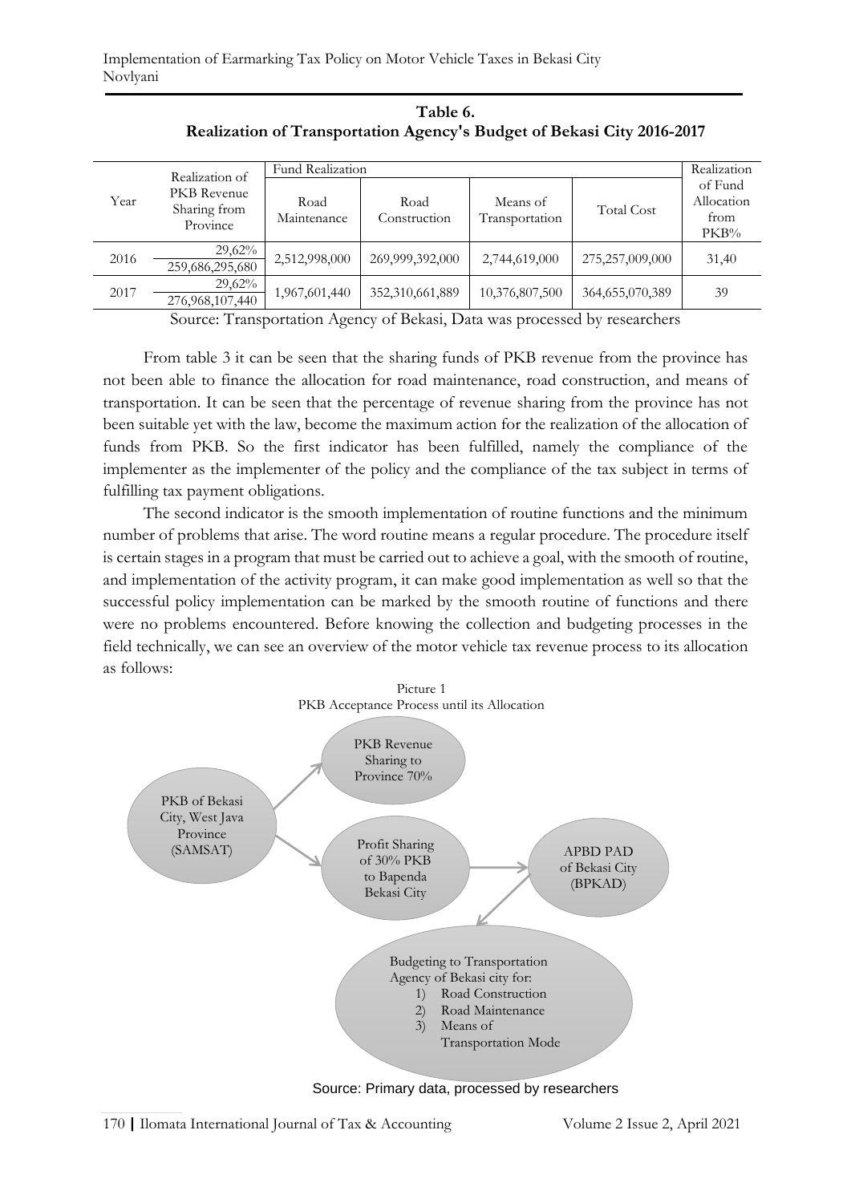**Table 6.**
**Realization of Transportation Agency's Budget of Bekasi City 2016-2017**

| Year | Realization of PKB Revenue Sharing from Province | Fund Realization | | | | Realization of Fund Allocation from PKB% |
|---|---|---|---|---|---|---|
| | | Road Maintenance | Road Construction | Means of Transportation | Total Cost | |
| 2016 | 29,62% / 259,686,295,680 | 2,512,998,000 | 269,999,392,000 | 2,744,619,000 | 275,257,009,000 | 31,40 |
| 2017 | 29,62% / 276,968,107,440 | 1,967,601,440 | 352,310,661,889 | 10,376,807,500 | 364,655,070,389 | 39 |

Source: Transportation Agency of Bekasi, Data was processed by researchers

From table 3 it can be seen that the sharing funds of PKB revenue from the province has not been able to finance the allocation for road maintenance, road construction, and means of transportation. It can be seen that the percentage of revenue sharing from the province has not been suitable yet with the law, become the maximum action for the realization of the allocation of funds from PKB. So the first indicator has been fulfilled, namely the compliance of the implementer as the implementer of the policy and the compliance of the tax subject in terms of fulfilling tax payment obligations.

The second indicator is the smooth implementation of routine functions and the minimum number of problems that arise. The word routine means a regular procedure. The procedure itself is certain stages in a program that must be carried out to achieve a goal, with the smooth of routine, and implementation of the activity program, it can make good implementation as well so that the successful policy implementation can be marked by the smooth routine of functions and there were no problems encountered. Before knowing the collection and budgeting processes in the field technically, we can see an overview of the motor vehicle tax revenue process to its allocation as follows:

Picture 1
PKB Acceptance Process until its Allocation

PKB of Bekasi City, West Java Province (SAMSAT)

PKB Revenue Sharing to Province 70%

Profit Sharing of 30% PKB to Bapenda Bekasi City

APBD PAD of Bekasi City (BPKAD)

Budgeting to Transportation Agency of Bekasi city for:
1) Road Construction
2) Road Maintenance
3) Means of Transportation Mode

Source: Primary data, processed by researchers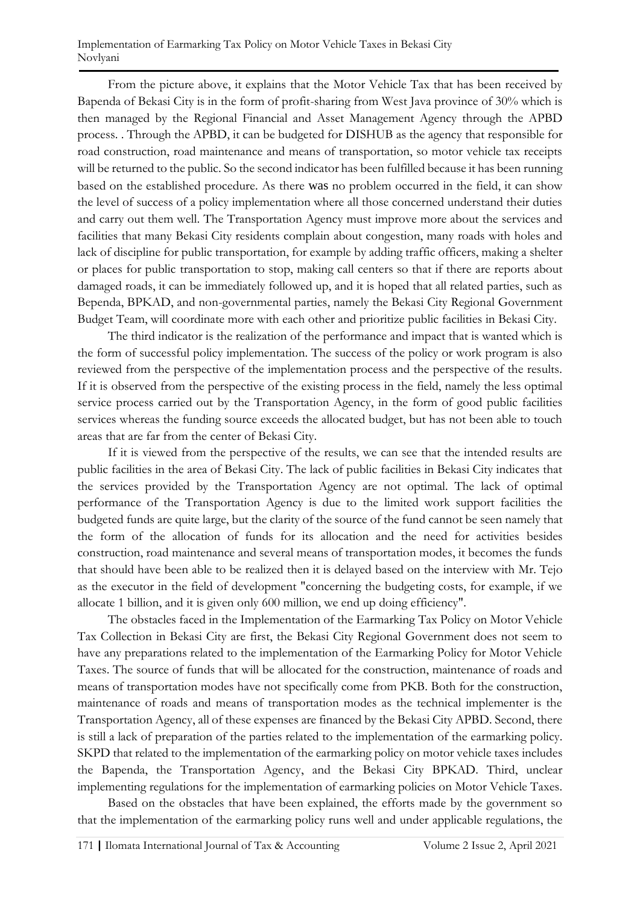From the picture above, it explains that the Motor Vehicle Tax that has been received by Bapenda of Bekasi City is in the form of profit-sharing from West Java province of 30% which is then managed by the Regional Financial and Asset Management Agency through the APBD process. . Through the APBD, it can be budgeted for DISHUB as the agency that responsible for road construction, road maintenance and means of transportation, so motor vehicle tax receipts will be returned to the public. So the second indicator has been fulfilled because it has been running based on the established procedure. As there was no problem occurred in the field, it can show the level of success of a policy implementation where all those concerned understand their duties and carry out them well. The Transportation Agency must improve more about the services and facilities that many Bekasi City residents complain about congestion, many roads with holes and lack of discipline for public transportation, for example by adding traffic officers, making a shelter or places for public transportation to stop, making call centers so that if there are reports about damaged roads, it can be immediately followed up, and it is hoped that all related parties, such as Bependa, BPKAD, and non-governmental parties, namely the Bekasi City Regional Government Budget Team, will coordinate more with each other and prioritize public facilities in Bekasi City.

The third indicator is the realization of the performance and impact that is wanted which is the form of successful policy implementation. The success of the policy or work program is also reviewed from the perspective of the implementation process and the perspective of the results. If it is observed from the perspective of the existing process in the field, namely the less optimal service process carried out by the Transportation Agency, in the form of good public facilities services whereas the funding source exceeds the allocated budget, but has not been able to touch areas that are far from the center of Bekasi City.

If it is viewed from the perspective of the results, we can see that the intended results are public facilities in the area of Bekasi City. The lack of public facilities in Bekasi City indicates that the services provided by the Transportation Agency are not optimal. The lack of optimal performance of the Transportation Agency is due to the limited work support facilities the budgeted funds are quite large, but the clarity of the source of the fund cannot be seen namely that the form of the allocation of funds for its allocation and the need for activities besides construction, road maintenance and several means of transportation modes, it becomes the funds that should have been able to be realized then it is delayed based on the interview with Mr. Tejo as the executor in the field of development "concerning the budgeting costs, for example, if we allocate 1 billion, and it is given only 600 million, we end up doing efficiency".

The obstacles faced in the Implementation of the Earmarking Tax Policy on Motor Vehicle Tax Collection in Bekasi City are first, the Bekasi City Regional Government does not seem to have any preparations related to the implementation of the Earmarking Policy for Motor Vehicle Taxes. The source of funds that will be allocated for the construction, maintenance of roads and means of transportation modes have not specifically come from PKB. Both for the construction, maintenance of roads and means of transportation modes as the technical implementer is the Transportation Agency, all of these expenses are financed by the Bekasi City APBD. Second, there is still a lack of preparation of the parties related to the implementation of the earmarking policy. SKPD that related to the implementation of the earmarking policy on motor vehicle taxes includes the Bapenda, the Transportation Agency, and the Bekasi City BPKAD. Third, unclear implementing regulations for the implementation of earmarking policies on Motor Vehicle Taxes.

Based on the obstacles that have been explained, the efforts made by the government so that the implementation of the earmarking policy runs well and under applicable regulations, the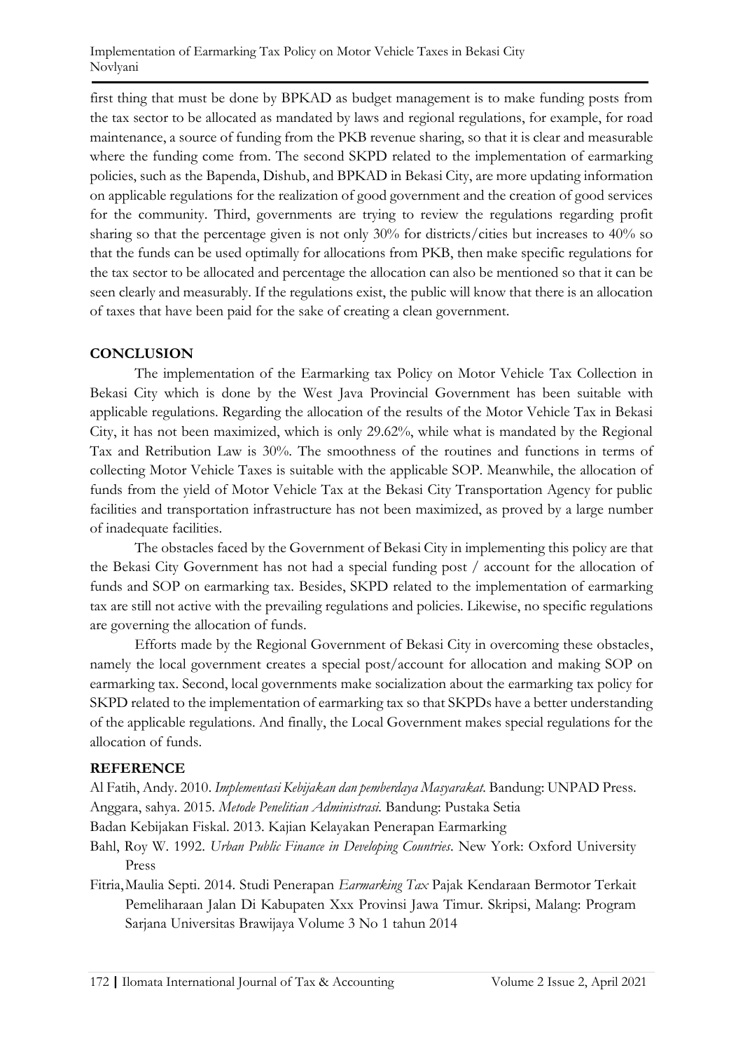first thing that must be done by BPKAD as budget management is to make funding posts from the tax sector to be allocated as mandated by laws and regional regulations, for example, for road maintenance, a source of funding from the PKB revenue sharing, so that it is clear and measurable where the funding come from. The second SKPD related to the implementation of earmarking policies, such as the Bapenda, Dishub, and BPKAD in Bekasi City, are more updating information on applicable regulations for the realization of good government and the creation of good services for the community. Third, governments are trying to review the regulations regarding profit sharing so that the percentage given is not only 30% for districts/cities but increases to 40% so that the funds can be used optimally for allocations from PKB, then make specific regulations for the tax sector to be allocated and percentage the allocation can also be mentioned so that it can be seen clearly and measurably. If the regulations exist, the public will know that there is an allocation of taxes that have been paid for the sake of creating a clean government.

## CONCLUSION

The implementation of the Earmarking tax Policy on Motor Vehicle Tax Collection in Bekasi City which is done by the West Java Provincial Government has been suitable with applicable regulations. Regarding the allocation of the results of the Motor Vehicle Tax in Bekasi City, it has not been maximized, which is only 29.62%, while what is mandated by the Regional Tax and Retribution Law is 30%. The smoothness of the routines and functions in terms of collecting Motor Vehicle Taxes is suitable with the applicable SOP. Meanwhile, the allocation of funds from the yield of Motor Vehicle Tax at the Bekasi City Transportation Agency for public facilities and transportation infrastructure has not been maximized, as proved by a large number of inadequate facilities.

The obstacles faced by the Government of Bekasi City in implementing this policy are that the Bekasi City Government has not had a special funding post / account for the allocation of funds and SOP on earmarking tax. Besides, SKPD related to the implementation of earmarking tax are still not active with the prevailing regulations and policies. Likewise, no specific regulations are governing the allocation of funds.

Efforts made by the Regional Government of Bekasi City in overcoming these obstacles, namely the local government creates a special post/account for allocation and making SOP on earmarking tax. Second, local governments make socialization about the earmarking tax policy for SKPD related to the implementation of earmarking tax so that SKPDs have a better understanding of the applicable regulations. And finally, the Local Government makes special regulations for the allocation of funds.

## REFERENCE

Al Fatih, Andy. 2010. *Implementasi Kebijakan dan pemberdaya Masyarakat*. Bandung: UNPAD Press.

Anggara, sahya. 2015. *Metode Penelitian Administrasi*. Bandung: Pustaka Setia

Badan Kebijakan Fiskal. 2013. Kajian Kelayakan Penerapan Earmarking

Bahl, Roy W. 1992. *Urban Public Finance in Developing Countries*. New York: Oxford University Press

Fitria, Maulia Septi. 2014. Studi Penerapan *Earmarking Tax* Pajak Kendaraan Bermotor Terkait Pemeliharaan Jalan Di Kabupaten Xxx Provinsi Jawa Timur. Skripsi, Malang: Program Sarjana Universitas Brawijaya Volume 3 No 1 tahun 2014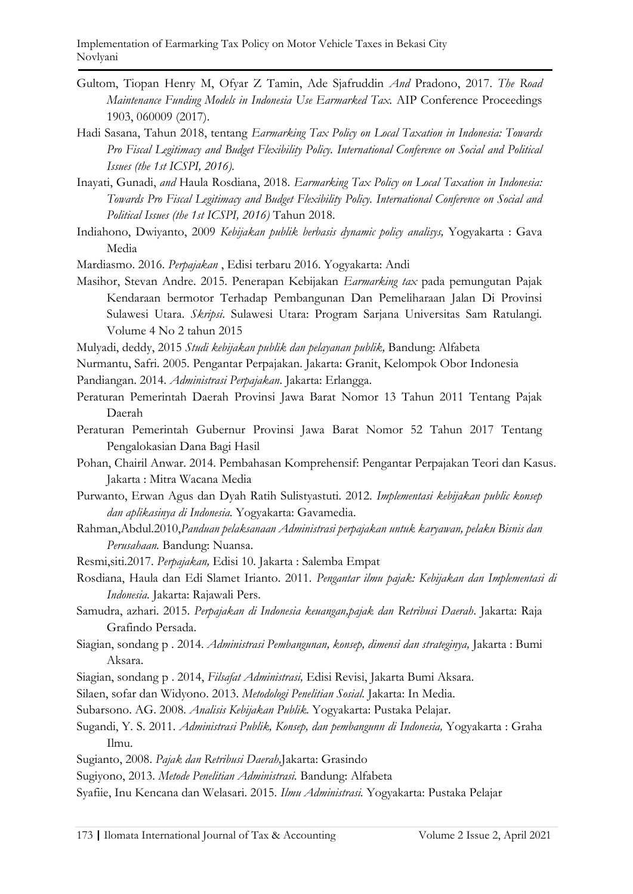Gultom, Tiopan Henry M, Ofyar Z Tamin, Ade Sjafruddin *And* Pradono, 2017. *The Road Maintenance Funding Models in Indonesia Use Earmarked Tax.* AIP Conference Proceedings 1903, 060009 (2017).

Hadi Sasana, Tahun 2018, tentang *Earmarking Tax Policy on Local Taxation in Indonesia: Towards Pro Fiscal Legitimacy and Budget Flexibility Policy. International Conference on Social and Political Issues (the 1st ICSPI, 2016).*

Inayati, Gunadi, *and* Haula Rosdiana, 2018. *Earmarking Tax Policy on Local Taxation in Indonesia: Towards Pro Fiscal Legitimacy and Budget Flexibility Policy. International Conference on Social and Political Issues (the 1st ICSPI, 2016)* Tahun 2018.

Indiahono, Dwiyanto, 2009 *Kebijakan publik berbasis dynamic policy analisys,* Yogyakarta : Gava Media

Mardiasmo. 2016. *Perpajakan* , Edisi terbaru 2016. Yogyakarta: Andi

Masihor, Stevan Andre. 2015. Penerapan Kebijakan *Earmarking tax* pada pemungutan Pajak Kendaraan bermotor Terhadap Pembangunan Dan Pemeliharaan Jalan Di Provinsi Sulawesi Utara. *Skripsi.* Sulawesi Utara: Program Sarjana Universitas Sam Ratulangi. Volume 4 No 2 tahun 2015

Mulyadi, deddy, 2015 *Studi kebijakan publik dan pelayanan publik,* Bandung: Alfabeta

Nurmantu, Safri. 2005. Pengantar Perpajakan. Jakarta: Granit, Kelompok Obor Indonesia

Pandiangan. 2014. *Administrasi Perpajakan*. Jakarta: Erlangga.

Peraturan Pemerintah Daerah Provinsi Jawa Barat Nomor 13 Tahun 2011 Tentang Pajak Daerah

Peraturan Pemerintah Gubernur Provinsi Jawa Barat Nomor 52 Tahun 2017 Tentang Pengalokasian Dana Bagi Hasil

Pohan, Chairil Anwar. 2014. Pembahasan Komprehensif: Pengantar Perpajakan Teori dan Kasus. Jakarta : Mitra Wacana Media

Purwanto, Erwan Agus dan Dyah Ratih Sulistyastuti. 2012. *Implementasi kebijakan public konsep dan aplikasinya di Indonesia.* Yogyakarta: Gavamedia.

Rahman,Abdul.2010,*Panduan pelaksanaan Administrasi perpajakan untuk karyawan, pelaku Bisnis dan Perusahaan.* Bandung: Nuansa.

Resmi,siti.2017. *Perpajakan,* Edisi 10. Jakarta : Salemba Empat

Rosdiana, Haula dan Edi Slamet Irianto. 2011. *Pengantar ilmu pajak: Kebijakan dan Implementasi di Indonesia.* Jakarta: Rajawali Pers.

Samudra, azhari. 2015. *Perpajakan di Indonesia keuangan,pajak dan Retribusi Daerah*. Jakarta: Raja Grafindo Persada.

Siagian, sondang p . 2014. *Administrasi Pembangunan, konsep, dimensi dan strateginya,* Jakarta : Bumi Aksara.

Siagian, sondang p . 2014, *Filsafat Administrasi,* Edisi Revisi, Jakarta Bumi Aksara.

Silaen, sofar dan Widyono. 2013. *Metodologi Penelitian Sosial.* Jakarta: In Media.

Subarsono. AG. 2008. *Analisis Kebijakan Publik.* Yogyakarta: Pustaka Pelajar.

Sugandi, Y. S. 2011. *Administrasi Publik, Konsep, dan pembangunn di Indonesia,* Yogyakarta : Graha Ilmu.

Sugianto, 2008. *Pajak dan Retribusi Daerah,*Jakarta: Grasindo

Sugiyono, 2013. *Metode Penelitian Administrasi.* Bandung: Alfabeta

Syafiie, Inu Kencana dan Welasari. 2015. *Ilmu Administrasi.* Yogyakarta: Pustaka Pelajar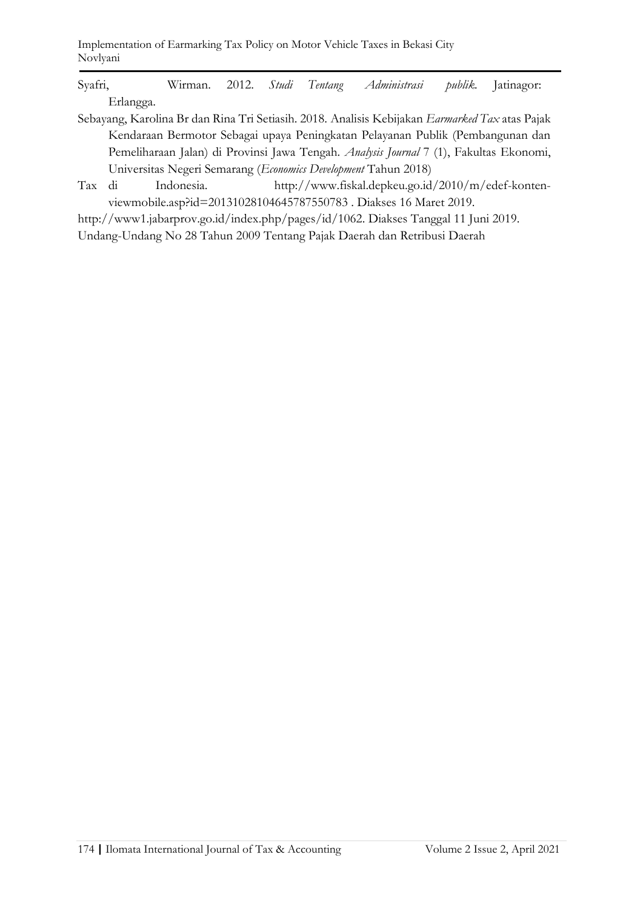Syafri, Wirman. 2012. *Studi Tentang Administrasi publik*. Jatinagor: Erlangga.

Sebayang, Karolina Br dan Rina Tri Setiasih. 2018. Analisis Kebijakan *Earmarked Tax* atas Pajak Kendaraan Bermotor Sebagai upaya Peningkatan Pelayanan Publik (Pembangunan dan Pemeliharaan Jalan) di Provinsi Jawa Tengah. *Analysis Journal* 7 (1), Fakultas Ekonomi, Universitas Negeri Semarang (*Economics Development* Tahun 2018)

Tax di Indonesia. http://www.fiskal.depkeu.go.id/2010/m/edef-konten-viewmobile.asp?id=20131028104645787550783 . Diakses 16 Maret 2019.

http://www1.jabarprov.go.id/index.php/pages/id/1062. Diakses Tanggal 11 Juni 2019.

Undang-Undang No 28 Tahun 2009 Tentang Pajak Daerah dan Retribusi Daerah